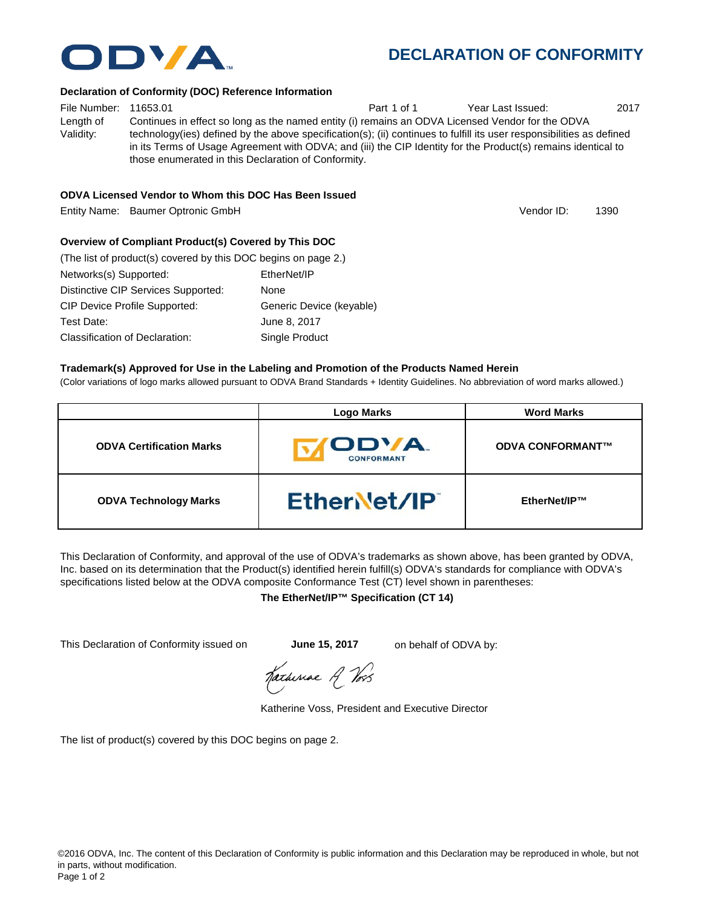ODVA

# DECLARATION OF CONFORMITY

### Declaration of Conformity (DOC) Reference Information

File Number: 11653.01 Part 1 of 1 Year Last Issued: 2017

Length of Validity: Continues in effect so long as the named entity (i) remains an ODVA Licensed Vendor for the ODVA technology(ies) defined by the above specification(s); (ii) continues to fulfill its user responsibilities as defined in its Terms of Usage Agreement with ODVA; and (iii) the CIP Identity for the Product(s) remains identical to those enumerated in this Declaration of Conformity.

### ODVA Licensed Vendor to Whom this DOC Has Been Issued

Entity Name: Baumer Optronic GmbH Vendor ID: 1390

### Overview of Compliant Product(s) Covered by This DOC

(The list of product(s) covered by this DOC begins on page 2.)

Networks(s) Supported: EtherNet/IP

Distinctive CIP Services Supported: None

CIP Device Profile Supported: Generic Device (keyable)

Test Date: June 8, 2017

Classification of Declaration: Single Product

### Trademark(s) Approved for Use in the Labeling and Promotion of the Products Named Herein

(Color variations of logo marks allowed pursuant to ODVA Brand Standards + Identity Guidelines. No abbreviation of word marks allowed.)

| | Logo Marks | Word Marks |
|---|---|---|
| **ODVA Certification Marks** | ODVA CONFORMANT | **ODVA CONFORMANT™** |
| **ODVA Technology Marks** | EtherNet/IP | **EtherNet/IP™** |

This Declaration of Conformity, and approval of the use of ODVA's trademarks as shown above, has been granted by ODVA, Inc. based on its determination that the Product(s) identified herein fulfill(s) ODVA's standards for compliance with ODVA's specifications listed below at the ODVA composite Conformance Test (CT) level shown in parentheses:

**The EtherNet/IP™ Specification (CT 14)**

This Declaration of Conformity issued on **June 15, 2017** on behalf of ODVA by:

Katherine A Voss

Katherine Voss, President and Executive Director

The list of product(s) covered by this DOC begins on page 2.

©2016 ODVA, Inc. The content of this Declaration of Conformity is public information and this Declaration may be reproduced in whole, but not in parts, without modification.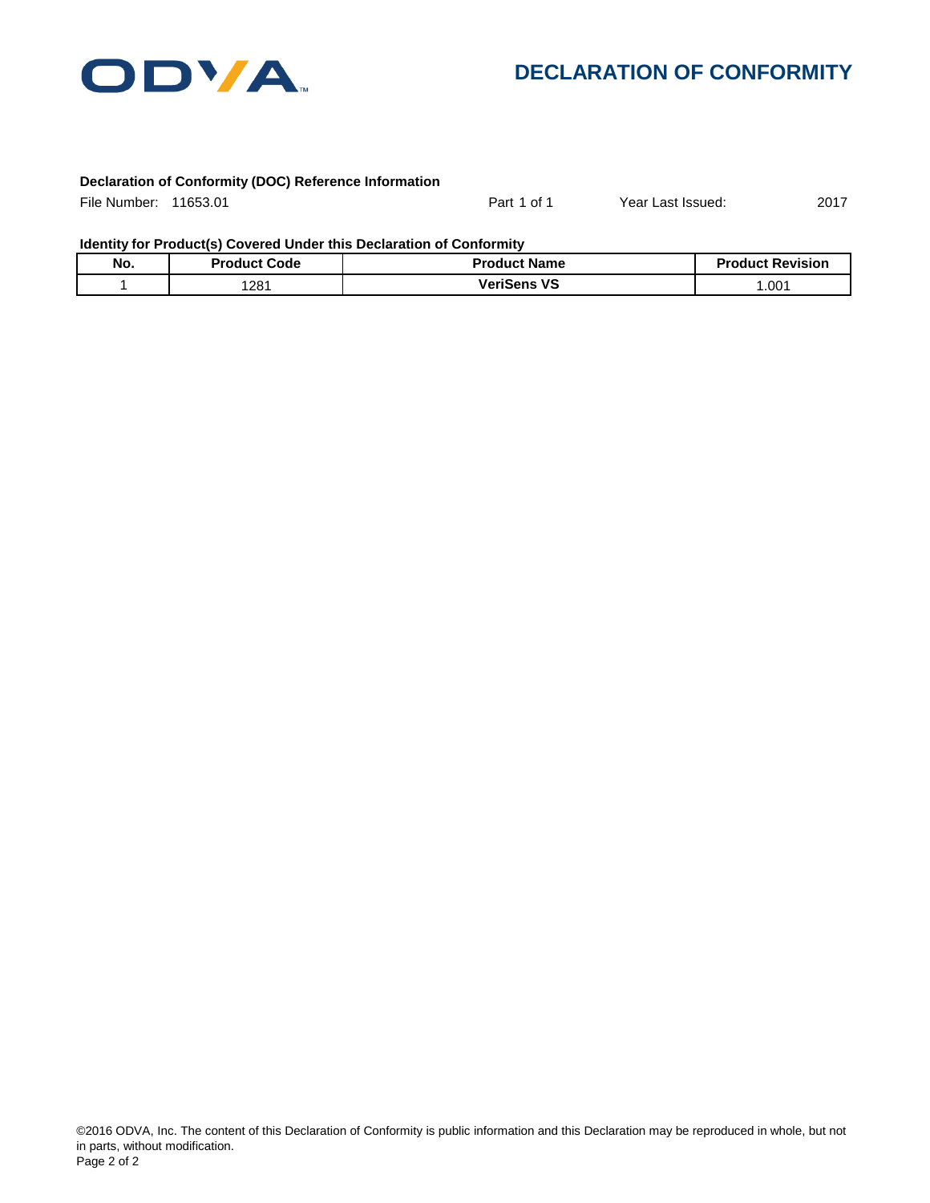# DECLARATION OF CONFORMITY

**Declaration of Conformity (DOC) Reference Information**

File Number: 11653.01 Part 1 of 1 Year Last Issued: 2017

**Identity for Product(s) Covered Under this Declaration of Conformity**

| No. | Product Code | Product Name | Product Revision |
|---|---|---|---|
| 1 | 1281 | **VeriSens VS** | 1.001 |

©2016 ODVA, Inc. The content of this Declaration of Conformity is public information and this Declaration may be reproduced in whole, but not in parts, without modification.